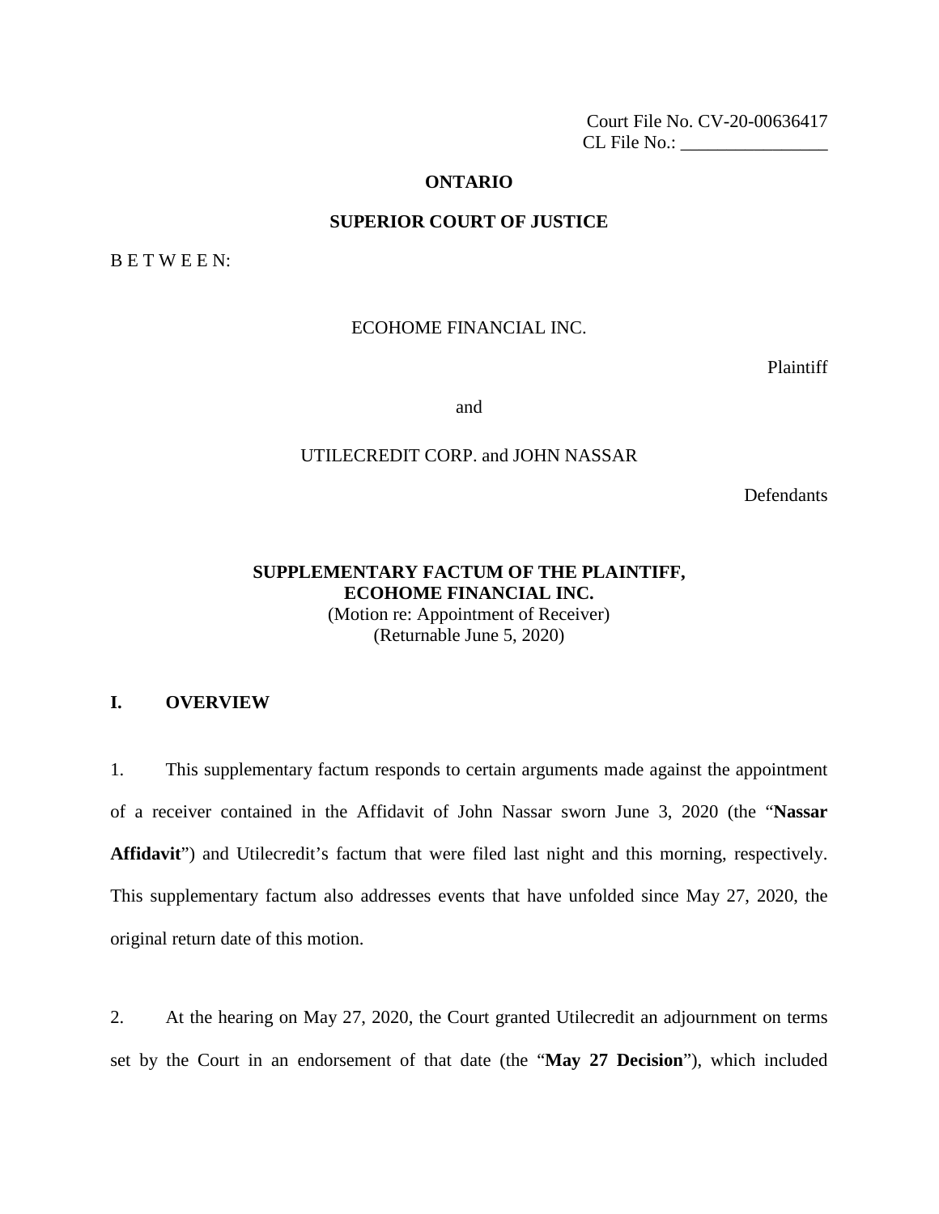Court File No. CV-20-00636417
CL File No.: ________________

**ONTARIO**

**SUPERIOR COURT OF JUSTICE**

B E T W E E N:

ECOHOME FINANCIAL INC.

Plaintiff

and

UTILECREDIT CORP. and JOHN NASSAR

Defendants

**SUPPLEMENTARY FACTUM OF THE PLAINTIFF, ECOHOME FINANCIAL INC.**
(Motion re: Appointment of Receiver)
(Returnable June 5, 2020)

## I. OVERVIEW

1. This supplementary factum responds to certain arguments made against the appointment of a receiver contained in the Affidavit of John Nassar sworn June 3, 2020 (the "**Nassar Affidavit**") and Utilecredit's factum that were filed last night and this morning, respectively. This supplementary factum also addresses events that have unfolded since May 27, 2020, the original return date of this motion.

2. At the hearing on May 27, 2020, the Court granted Utilecredit an adjournment on terms set by the Court in an endorsement of that date (the "**May 27 Decision**"), which included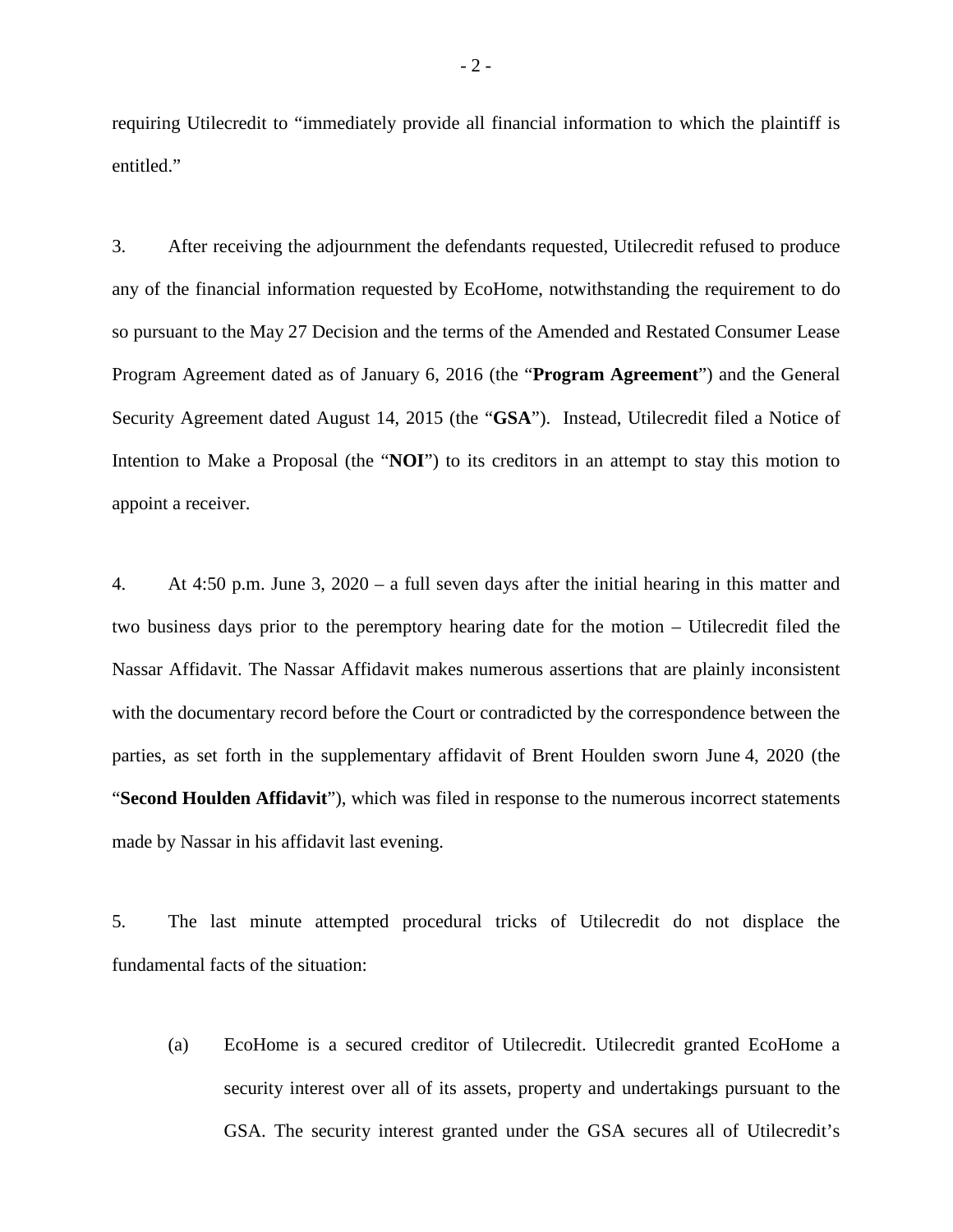requiring Utilecredit to "immediately provide all financial information to which the plaintiff is entitled."

3. After receiving the adjournment the defendants requested, Utilecredit refused to produce any of the financial information requested by EcoHome, notwithstanding the requirement to do so pursuant to the May 27 Decision and the terms of the Amended and Restated Consumer Lease Program Agreement dated as of January 6, 2016 (the "**Program Agreement**") and the General Security Agreement dated August 14, 2015 (the "**GSA**"). Instead, Utilecredit filed a Notice of Intention to Make a Proposal (the "**NOI**") to its creditors in an attempt to stay this motion to appoint a receiver.

4. At 4:50 p.m. June 3, 2020 – a full seven days after the initial hearing in this matter and two business days prior to the peremptory hearing date for the motion – Utilecredit filed the Nassar Affidavit. The Nassar Affidavit makes numerous assertions that are plainly inconsistent with the documentary record before the Court or contradicted by the correspondence between the parties, as set forth in the supplementary affidavit of Brent Houlden sworn June 4, 2020 (the "**Second Houlden Affidavit**"), which was filed in response to the numerous incorrect statements made by Nassar in his affidavit last evening.

5. The last minute attempted procedural tricks of Utilecredit do not displace the fundamental facts of the situation:

(a) EcoHome is a secured creditor of Utilecredit. Utilecredit granted EcoHome a security interest over all of its assets, property and undertakings pursuant to the GSA. The security interest granted under the GSA secures all of Utilecredit's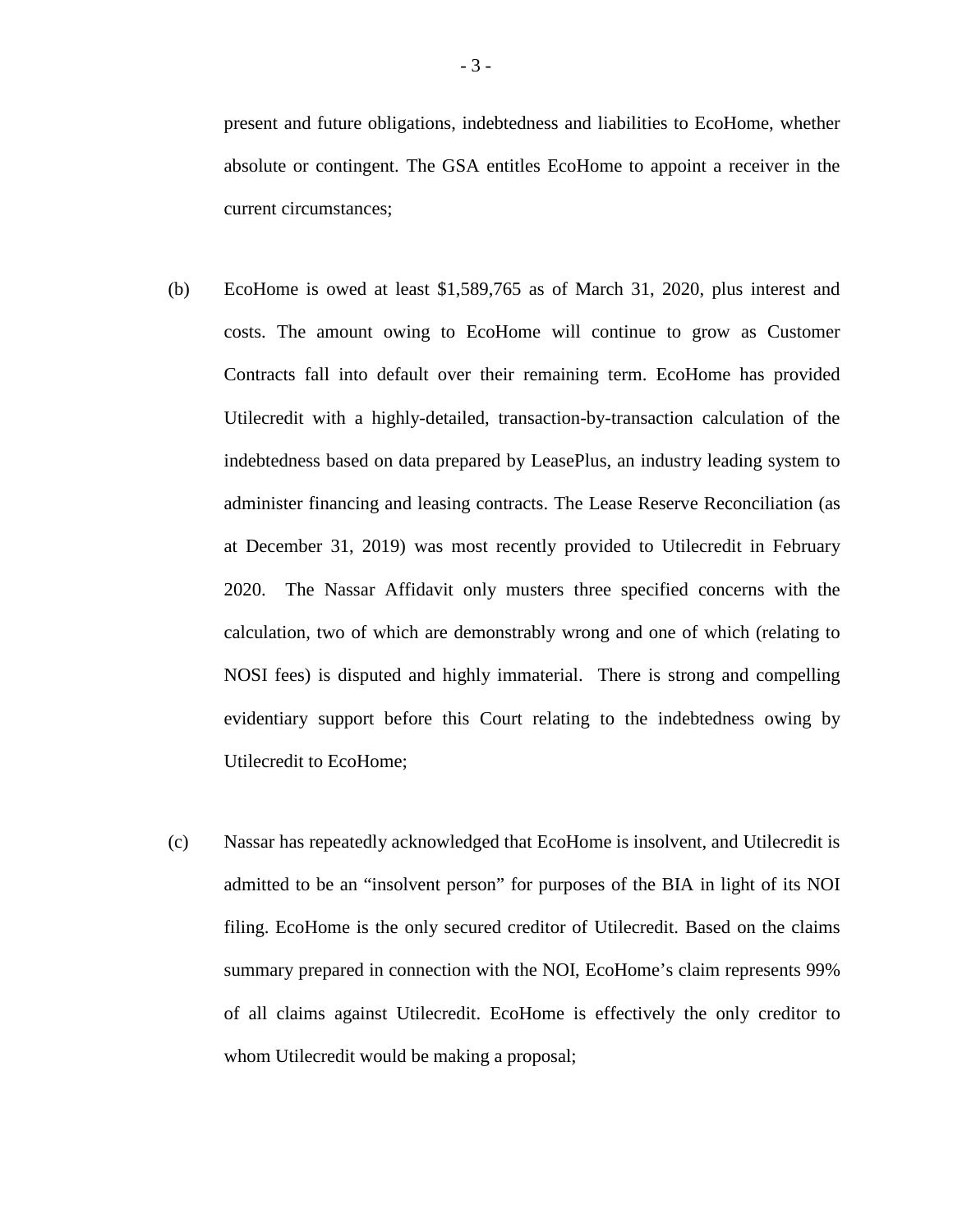present and future obligations, indebtedness and liabilities to EcoHome, whether absolute or contingent. The GSA entitles EcoHome to appoint a receiver in the current circumstances;

(b) EcoHome is owed at least $1,589,765 as of March 31, 2020, plus interest and costs. The amount owing to EcoHome will continue to grow as Customer Contracts fall into default over their remaining term. EcoHome has provided Utilecredit with a highly-detailed, transaction-by-transaction calculation of the indebtedness based on data prepared by LeasePlus, an industry leading system to administer financing and leasing contracts. The Lease Reserve Reconciliation (as at December 31, 2019) was most recently provided to Utilecredit in February 2020. The Nassar Affidavit only musters three specified concerns with the calculation, two of which are demonstrably wrong and one of which (relating to NOSI fees) is disputed and highly immaterial. There is strong and compelling evidentiary support before this Court relating to the indebtedness owing by Utilecredit to EcoHome;

(c) Nassar has repeatedly acknowledged that EcoHome is insolvent, and Utilecredit is admitted to be an "insolvent person" for purposes of the BIA in light of its NOI filing. EcoHome is the only secured creditor of Utilecredit. Based on the claims summary prepared in connection with the NOI, EcoHome's claim represents 99% of all claims against Utilecredit. EcoHome is effectively the only creditor to whom Utilecredit would be making a proposal;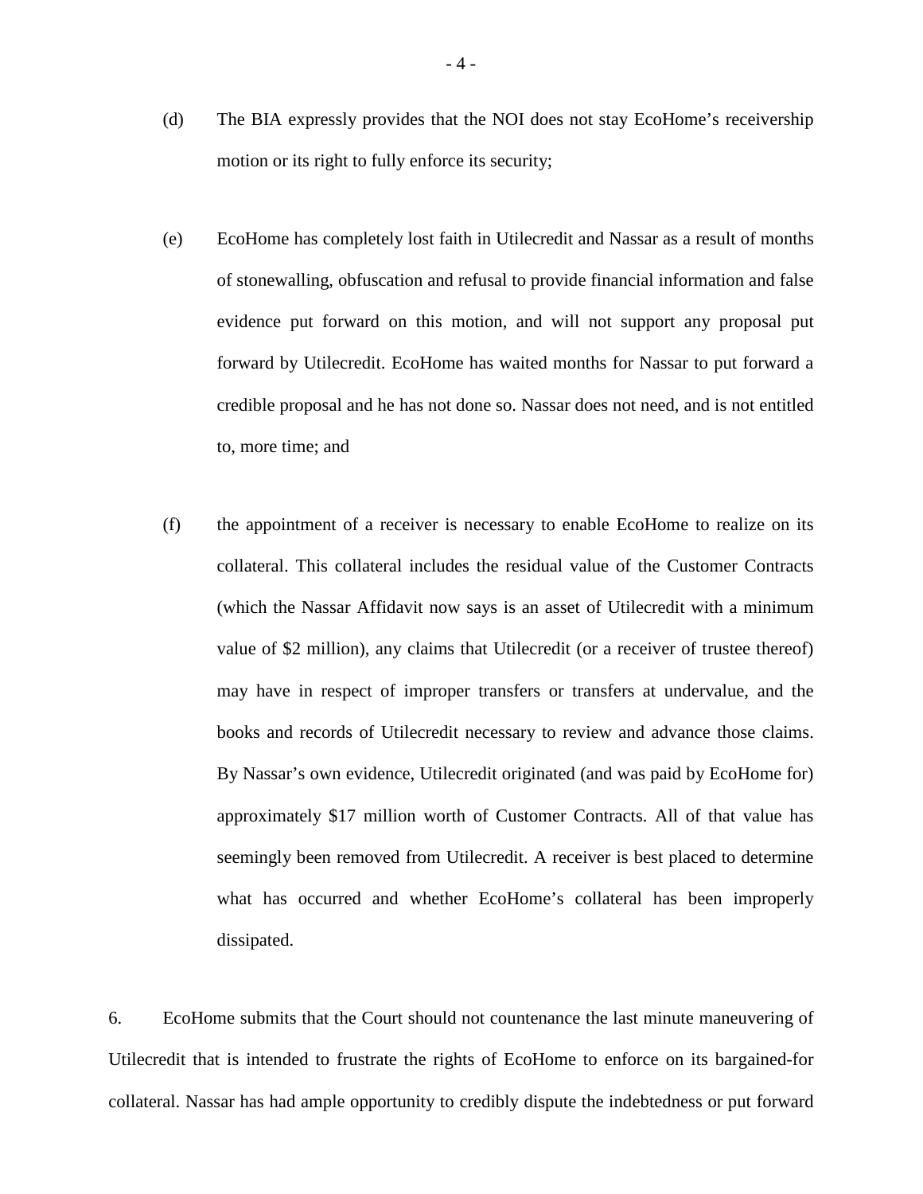(d) The BIA expressly provides that the NOI does not stay EcoHome's receivership motion or its right to fully enforce its security;

(e) EcoHome has completely lost faith in Utilecredit and Nassar as a result of months of stonewalling, obfuscation and refusal to provide financial information and false evidence put forward on this motion, and will not support any proposal put forward by Utilecredit. EcoHome has waited months for Nassar to put forward a credible proposal and he has not done so. Nassar does not need, and is not entitled to, more time; and

(f) the appointment of a receiver is necessary to enable EcoHome to realize on its collateral. This collateral includes the residual value of the Customer Contracts (which the Nassar Affidavit now says is an asset of Utilecredit with a minimum value of $2 million), any claims that Utilecredit (or a receiver of trustee thereof) may have in respect of improper transfers or transfers at undervalue, and the books and records of Utilecredit necessary to review and advance those claims. By Nassar's own evidence, Utilecredit originated (and was paid by EcoHome for) approximately $17 million worth of Customer Contracts. All of that value has seemingly been removed from Utilecredit. A receiver is best placed to determine what has occurred and whether EcoHome's collateral has been improperly dissipated.

6. EcoHome submits that the Court should not countenance the last minute maneuvering of Utilecredit that is intended to frustrate the rights of EcoHome to enforce on its bargained-for collateral. Nassar has had ample opportunity to credibly dispute the indebtedness or put forward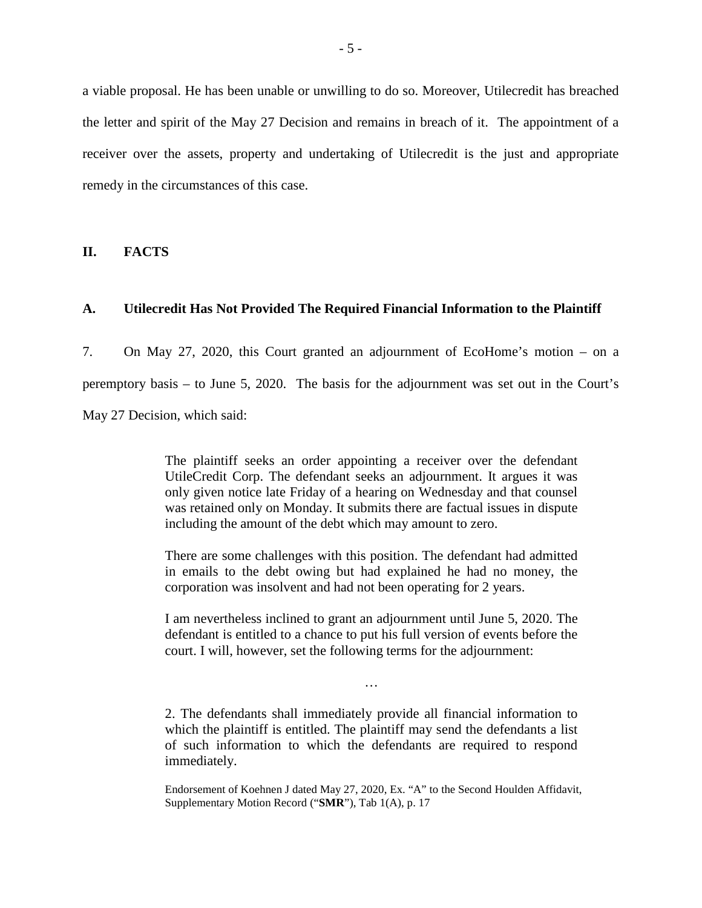a viable proposal. He has been unable or unwilling to do so. Moreover, Utilecredit has breached the letter and spirit of the May 27 Decision and remains in breach of it. The appointment of a receiver over the assets, property and undertaking of Utilecredit is the just and appropriate remedy in the circumstances of this case.

## II. FACTS

### A. Utilecredit Has Not Provided The Required Financial Information to the Plaintiff

7. On May 27, 2020, this Court granted an adjournment of EcoHome's motion – on a peremptory basis – to June 5, 2020. The basis for the adjournment was set out in the Court's May 27 Decision, which said:

> The plaintiff seeks an order appointing a receiver over the defendant UtileCredit Corp. The defendant seeks an adjournment. It argues it was only given notice late Friday of a hearing on Wednesday and that counsel was retained only on Monday. It submits there are factual issues in dispute including the amount of the debt which may amount to zero.
>
> There are some challenges with this position. The defendant had admitted in emails to the debt owing but had explained he had no money, the corporation was insolvent and had not been operating for 2 years.
>
> I am nevertheless inclined to grant an adjournment until June 5, 2020. The defendant is entitled to a chance to put his full version of events before the court. I will, however, set the following terms for the adjournment:
>
> …
>
> 2. The defendants shall immediately provide all financial information to which the plaintiff is entitled. The plaintiff may send the defendants a list of such information to which the defendants are required to respond immediately.
>
> Endorsement of Koehnen J dated May 27, 2020, Ex. "A" to the Second Houlden Affidavit, Supplementary Motion Record ("**SMR**"), Tab 1(A), p. 17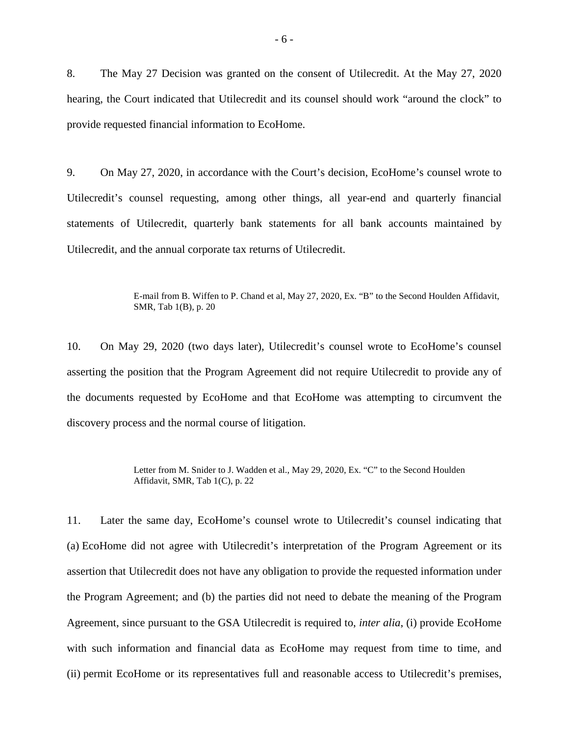8. The May 27 Decision was granted on the consent of Utilecredit. At the May 27, 2020 hearing, the Court indicated that Utilecredit and its counsel should work "around the clock" to provide requested financial information to EcoHome.

9. On May 27, 2020, in accordance with the Court's decision, EcoHome's counsel wrote to Utilecredit's counsel requesting, among other things, all year-end and quarterly financial statements of Utilecredit, quarterly bank statements for all bank accounts maintained by Utilecredit, and the annual corporate tax returns of Utilecredit.

> E-mail from B. Wiffen to P. Chand et al, May 27, 2020, Ex. "B" to the Second Houlden Affidavit, SMR, Tab 1(B), p. 20

10. On May 29, 2020 (two days later), Utilecredit's counsel wrote to EcoHome's counsel asserting the position that the Program Agreement did not require Utilecredit to provide any of the documents requested by EcoHome and that EcoHome was attempting to circumvent the discovery process and the normal course of litigation.

> Letter from M. Snider to J. Wadden et al., May 29, 2020, Ex. "C" to the Second Houlden Affidavit, SMR, Tab 1(C), p. 22

11. Later the same day, EcoHome's counsel wrote to Utilecredit's counsel indicating that (a) EcoHome did not agree with Utilecredit's interpretation of the Program Agreement or its assertion that Utilecredit does not have any obligation to provide the requested information under the Program Agreement; and (b) the parties did not need to debate the meaning of the Program Agreement, since pursuant to the GSA Utilecredit is required to, *inter alia*, (i) provide EcoHome with such information and financial data as EcoHome may request from time to time, and (ii) permit EcoHome or its representatives full and reasonable access to Utilecredit's premises,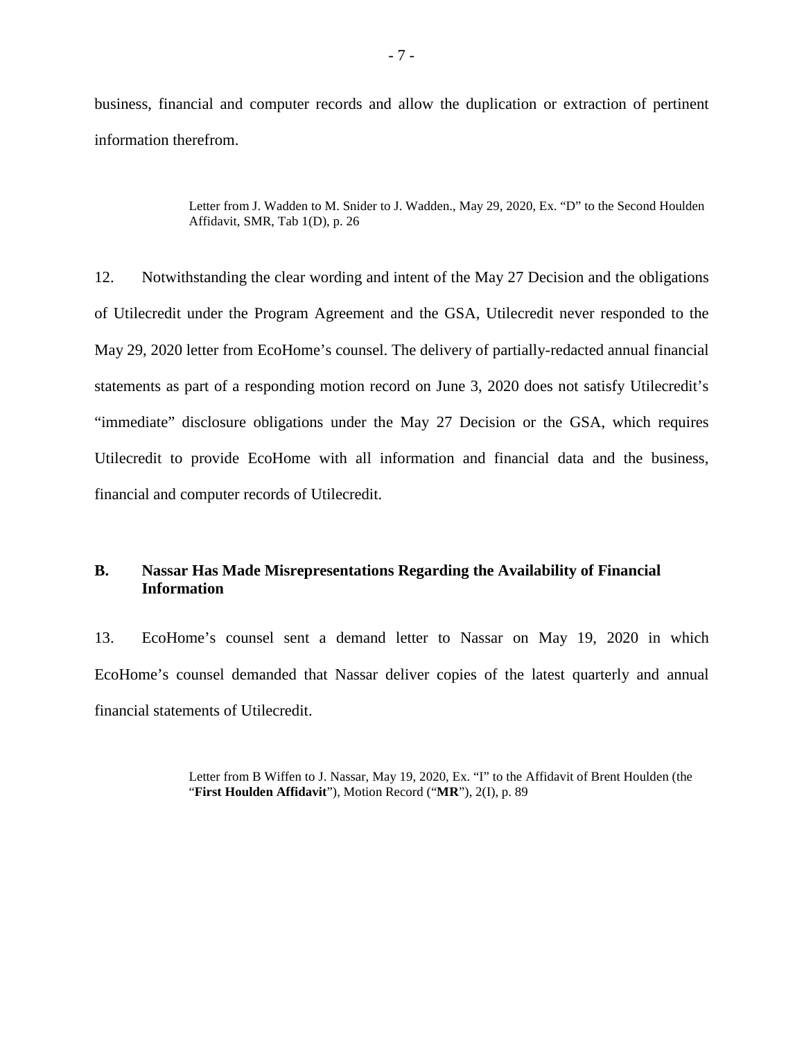business, financial and computer records and allow the duplication or extraction of pertinent information therefrom.

> Letter from J. Wadden to M. Snider to J. Wadden., May 29, 2020, Ex. "D" to the Second Houlden Affidavit, SMR, Tab 1(D), p. 26

12. Notwithstanding the clear wording and intent of the May 27 Decision and the obligations of Utilecredit under the Program Agreement and the GSA, Utilecredit never responded to the May 29, 2020 letter from EcoHome's counsel. The delivery of partially-redacted annual financial statements as part of a responding motion record on June 3, 2020 does not satisfy Utilecredit's "immediate" disclosure obligations under the May 27 Decision or the GSA, which requires Utilecredit to provide EcoHome with all information and financial data and the business, financial and computer records of Utilecredit.

### B. Nassar Has Made Misrepresentations Regarding the Availability of Financial Information

13. EcoHome's counsel sent a demand letter to Nassar on May 19, 2020 in which EcoHome's counsel demanded that Nassar deliver copies of the latest quarterly and annual financial statements of Utilecredit.

> Letter from B Wiffen to J. Nassar, May 19, 2020, Ex. "I" to the Affidavit of Brent Houlden (the "**First Houlden Affidavit**"), Motion Record ("**MR**"), 2(I), p. 89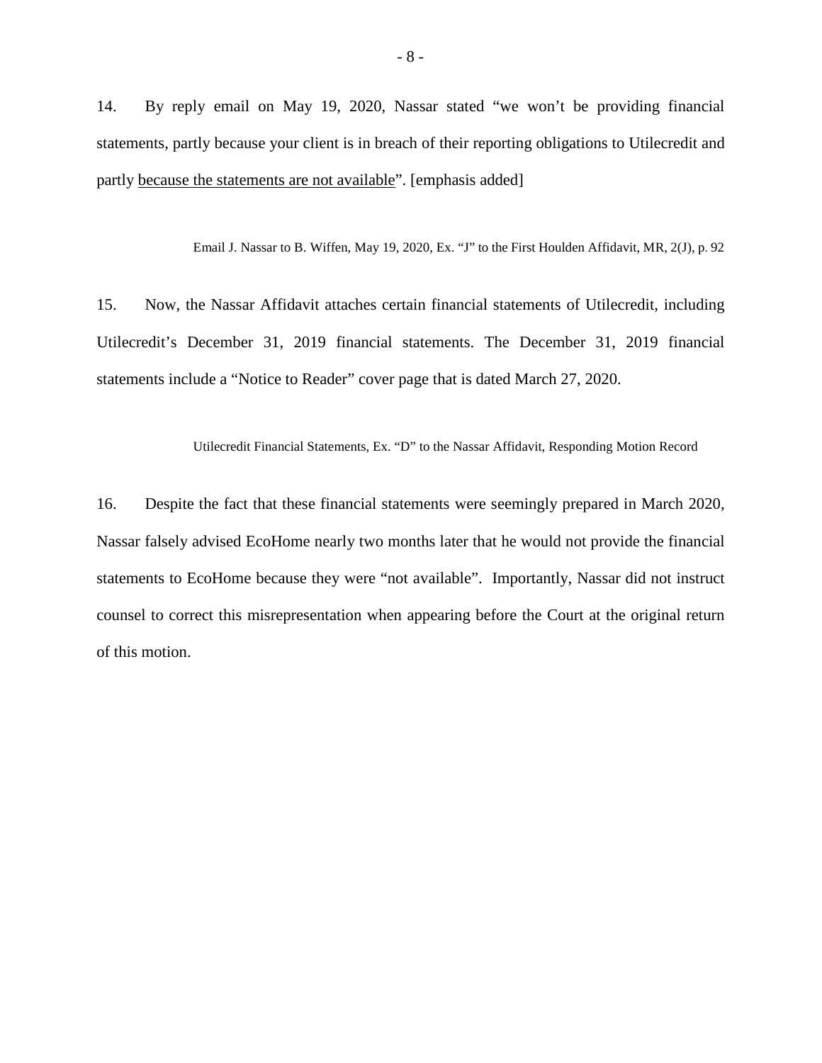14. By reply email on May 19, 2020, Nassar stated "we won't be providing financial statements, partly because your client is in breach of their reporting obligations to Utilecredit and partly <u>because the statements are not available</u>". [emphasis added]

> Email J. Nassar to B. Wiffen, May 19, 2020, Ex. "J" to the First Houlden Affidavit, MR, 2(J), p. 92

15. Now, the Nassar Affidavit attaches certain financial statements of Utilecredit, including Utilecredit's December 31, 2019 financial statements. The December 31, 2019 financial statements include a "Notice to Reader" cover page that is dated March 27, 2020.

> Utilecredit Financial Statements, Ex. "D" to the Nassar Affidavit, Responding Motion Record

16. Despite the fact that these financial statements were seemingly prepared in March 2020, Nassar falsely advised EcoHome nearly two months later that he would not provide the financial statements to EcoHome because they were "not available". Importantly, Nassar did not instruct counsel to correct this misrepresentation when appearing before the Court at the original return of this motion.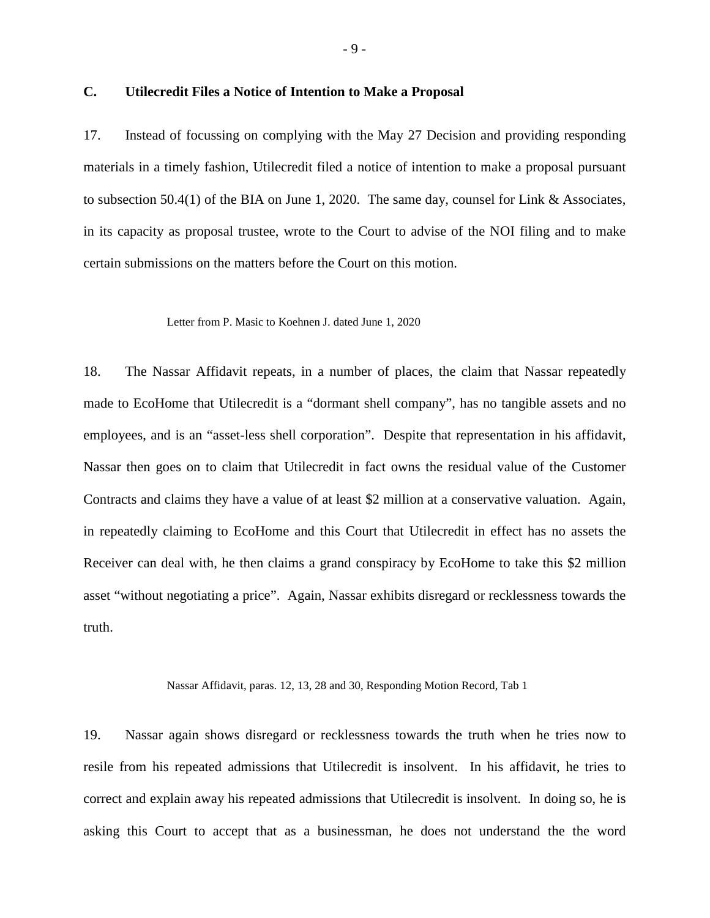### C. Utilecredit Files a Notice of Intention to Make a Proposal

17. Instead of focussing on complying with the May 27 Decision and providing responding materials in a timely fashion, Utilecredit filed a notice of intention to make a proposal pursuant to subsection 50.4(1) of the BIA on June 1, 2020. The same day, counsel for Link & Associates, in its capacity as proposal trustee, wrote to the Court to advise of the NOI filing and to make certain submissions on the matters before the Court on this motion.

Letter from P. Masic to Koehnen J. dated June 1, 2020

18. The Nassar Affidavit repeats, in a number of places, the claim that Nassar repeatedly made to EcoHome that Utilecredit is a "dormant shell company", has no tangible assets and no employees, and is an "asset-less shell corporation". Despite that representation in his affidavit, Nassar then goes on to claim that Utilecredit in fact owns the residual value of the Customer Contracts and claims they have a value of at least $2 million at a conservative valuation. Again, in repeatedly claiming to EcoHome and this Court that Utilecredit in effect has no assets the Receiver can deal with, he then claims a grand conspiracy by EcoHome to take this $2 million asset "without negotiating a price". Again, Nassar exhibits disregard or recklessness towards the truth.

Nassar Affidavit, paras. 12, 13, 28 and 30, Responding Motion Record, Tab 1

19. Nassar again shows disregard or recklessness towards the truth when he tries now to resile from his repeated admissions that Utilecredit is insolvent. In his affidavit, he tries to correct and explain away his repeated admissions that Utilecredit is insolvent. In doing so, he is asking this Court to accept that as a businessman, he does not understand the the word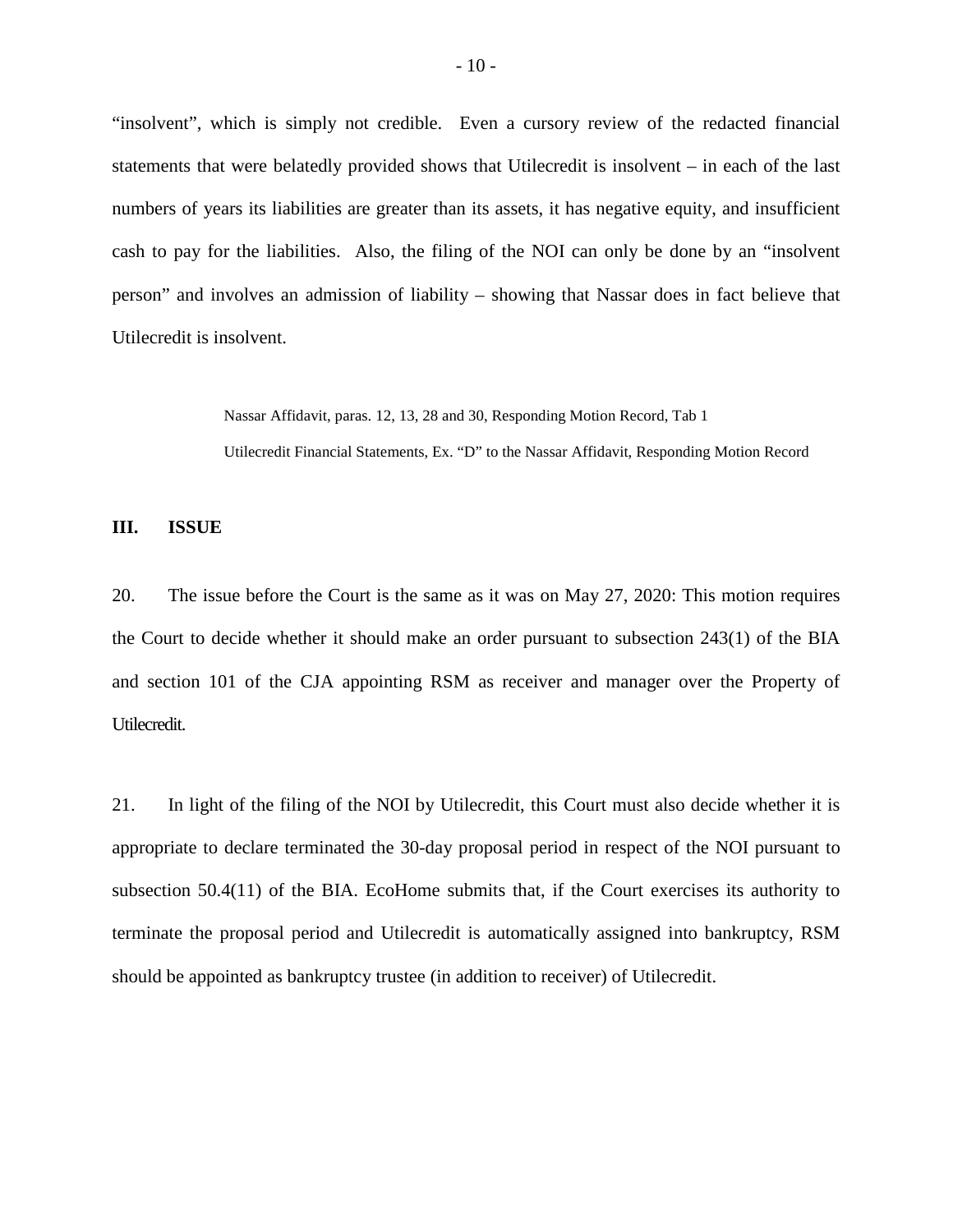"insolvent", which is simply not credible. Even a cursory review of the redacted financial statements that were belatedly provided shows that Utilecredit is insolvent – in each of the last numbers of years its liabilities are greater than its assets, it has negative equity, and insufficient cash to pay for the liabilities. Also, the filing of the NOI can only be done by an "insolvent person" and involves an admission of liability – showing that Nassar does in fact believe that Utilecredit is insolvent.

> Nassar Affidavit, paras. 12, 13, 28 and 30, Responding Motion Record, Tab 1
>
> Utilecredit Financial Statements, Ex. "D" to the Nassar Affidavit, Responding Motion Record

## III. ISSUE

20. The issue before the Court is the same as it was on May 27, 2020: This motion requires the Court to decide whether it should make an order pursuant to subsection 243(1) of the BIA and section 101 of the CJA appointing RSM as receiver and manager over the Property of Utilecredit.

21. In light of the filing of the NOI by Utilecredit, this Court must also decide whether it is appropriate to declare terminated the 30-day proposal period in respect of the NOI pursuant to subsection 50.4(11) of the BIA. EcoHome submits that, if the Court exercises its authority to terminate the proposal period and Utilecredit is automatically assigned into bankruptcy, RSM should be appointed as bankruptcy trustee (in addition to receiver) of Utilecredit.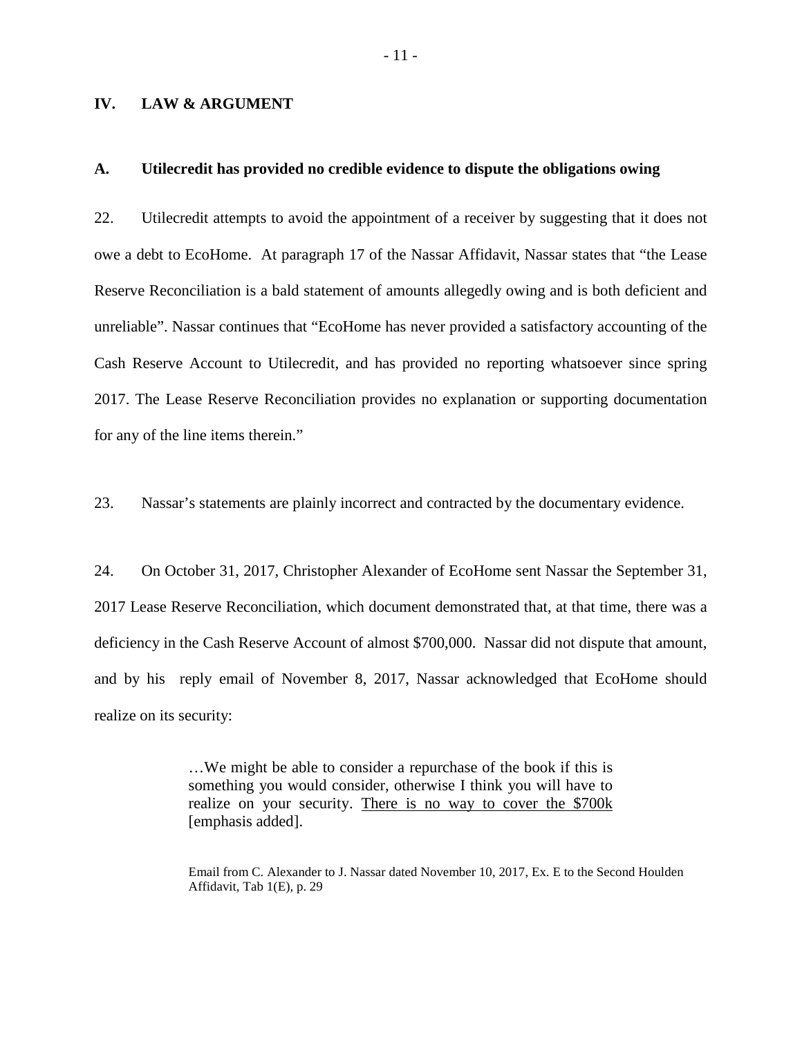## IV. LAW & ARGUMENT

### A. Utilecredit has provided no credible evidence to dispute the obligations owing

22. Utilecredit attempts to avoid the appointment of a receiver by suggesting that it does not owe a debt to EcoHome. At paragraph 17 of the Nassar Affidavit, Nassar states that "the Lease Reserve Reconciliation is a bald statement of amounts allegedly owing and is both deficient and unreliable". Nassar continues that "EcoHome has never provided a satisfactory accounting of the Cash Reserve Account to Utilecredit, and has provided no reporting whatsoever since spring 2017. The Lease Reserve Reconciliation provides no explanation or supporting documentation for any of the line items therein."

23. Nassar's statements are plainly incorrect and contracted by the documentary evidence.

24. On October 31, 2017, Christopher Alexander of EcoHome sent Nassar the September 31, 2017 Lease Reserve Reconciliation, which document demonstrated that, at that time, there was a deficiency in the Cash Reserve Account of almost $700,000. Nassar did not dispute that amount, and by his reply email of November 8, 2017, Nassar acknowledged that EcoHome should realize on its security:

> …We might be able to consider a repurchase of the book if this is something you would consider, otherwise I think you will have to realize on your security. <u>There is no way to cover the $700k</u> [emphasis added].

> Email from C. Alexander to J. Nassar dated November 10, 2017, Ex. E to the Second Houlden Affidavit, Tab 1(E), p. 29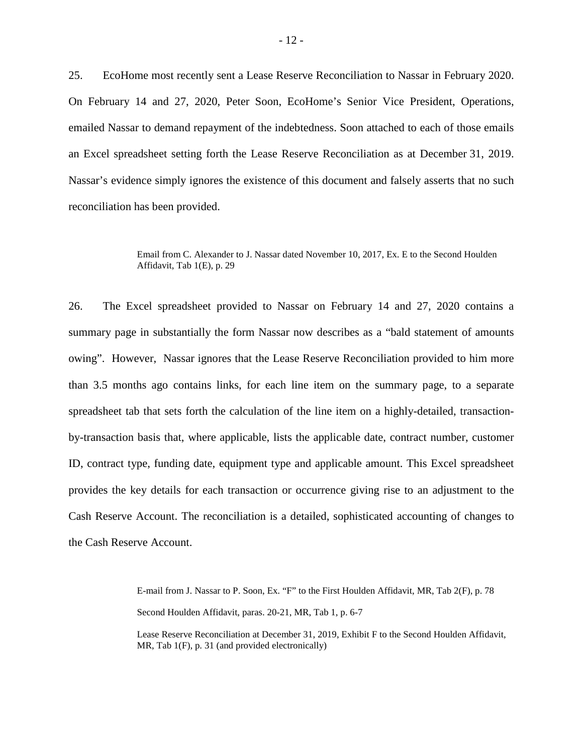25. EcoHome most recently sent a Lease Reserve Reconciliation to Nassar in February 2020. On February 14 and 27, 2020, Peter Soon, EcoHome's Senior Vice President, Operations, emailed Nassar to demand repayment of the indebtedness. Soon attached to each of those emails an Excel spreadsheet setting forth the Lease Reserve Reconciliation as at December 31, 2019. Nassar's evidence simply ignores the existence of this document and falsely asserts that no such reconciliation has been provided.

> Email from C. Alexander to J. Nassar dated November 10, 2017, Ex. E to the Second Houlden Affidavit, Tab 1(E), p. 29

26. The Excel spreadsheet provided to Nassar on February 14 and 27, 2020 contains a summary page in substantially the form Nassar now describes as a "bald statement of amounts owing". However, Nassar ignores that the Lease Reserve Reconciliation provided to him more than 3.5 months ago contains links, for each line item on the summary page, to a separate spreadsheet tab that sets forth the calculation of the line item on a highly-detailed, transaction-by-transaction basis that, where applicable, lists the applicable date, contract number, customer ID, contract type, funding date, equipment type and applicable amount. This Excel spreadsheet provides the key details for each transaction or occurrence giving rise to an adjustment to the Cash Reserve Account. The reconciliation is a detailed, sophisticated accounting of changes to the Cash Reserve Account.

> E-mail from J. Nassar to P. Soon, Ex. "F" to the First Houlden Affidavit, MR, Tab 2(F), p. 78
>
> Second Houlden Affidavit, paras. 20-21, MR, Tab 1, p. 6-7
>
> Lease Reserve Reconciliation at December 31, 2019, Exhibit F to the Second Houlden Affidavit, MR, Tab 1(F), p. 31 (and provided electronically)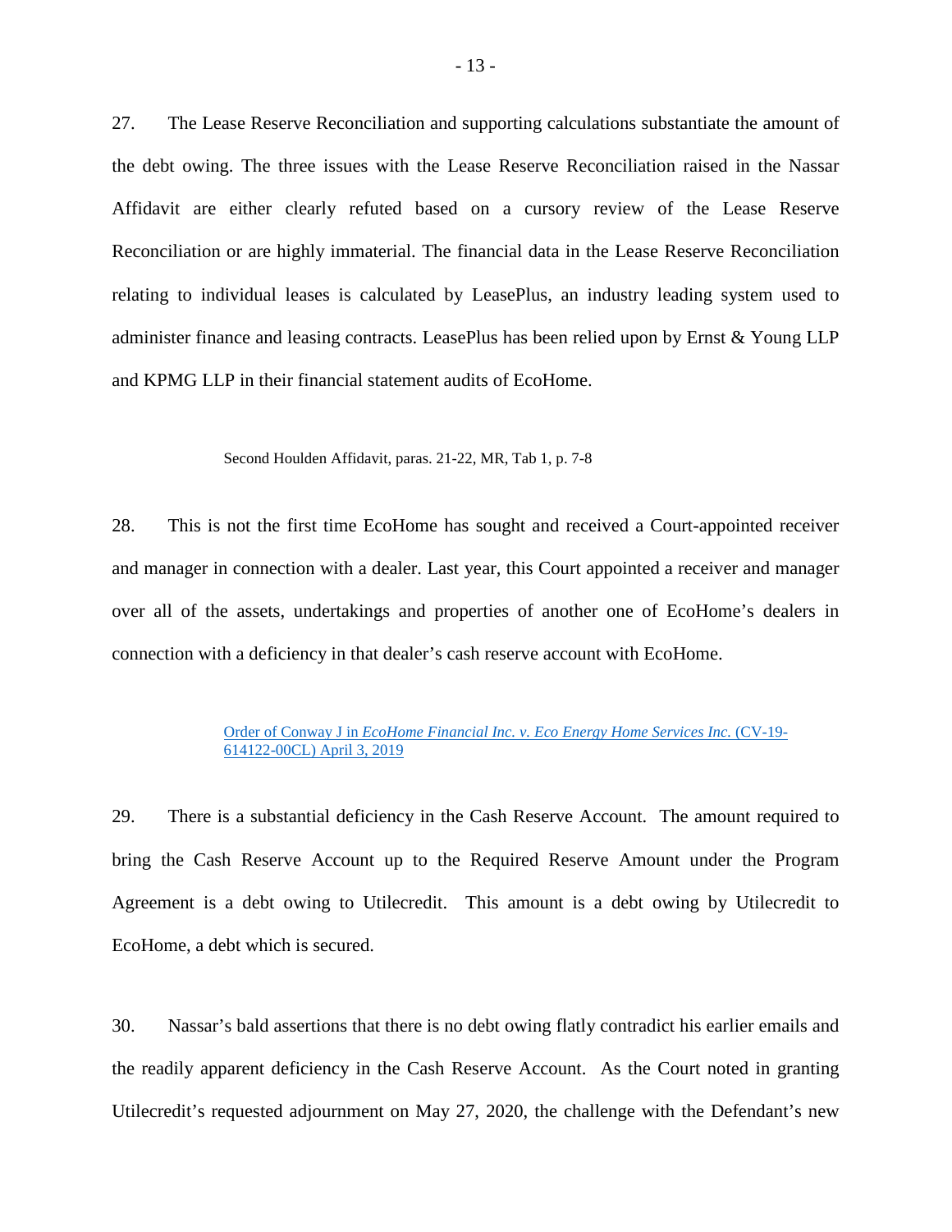27. The Lease Reserve Reconciliation and supporting calculations substantiate the amount of the debt owing. The three issues with the Lease Reserve Reconciliation raised in the Nassar Affidavit are either clearly refuted based on a cursory review of the Lease Reserve Reconciliation or are highly immaterial. The financial data in the Lease Reserve Reconciliation relating to individual leases is calculated by LeasePlus, an industry leading system used to administer finance and leasing contracts. LeasePlus has been relied upon by Ernst & Young LLP and KPMG LLP in their financial statement audits of EcoHome.

> Second Houlden Affidavit, paras. 21-22, MR, Tab 1, p. 7-8

28. This is not the first time EcoHome has sought and received a Court-appointed receiver and manager in connection with a dealer. Last year, this Court appointed a receiver and manager over all of the assets, undertakings and properties of another one of EcoHome's dealers in connection with a deficiency in that dealer's cash reserve account with EcoHome.

> Order of Conway J in *EcoHome Financial Inc. v. Eco Energy Home Services Inc.* (CV-19-614122-00CL) April 3, 2019

29. There is a substantial deficiency in the Cash Reserve Account. The amount required to bring the Cash Reserve Account up to the Required Reserve Amount under the Program Agreement is a debt owing to Utilecredit. This amount is a debt owing by Utilecredit to EcoHome, a debt which is secured.

30. Nassar's bald assertions that there is no debt owing flatly contradict his earlier emails and the readily apparent deficiency in the Cash Reserve Account. As the Court noted in granting Utilecredit's requested adjournment on May 27, 2020, the challenge with the Defendant's new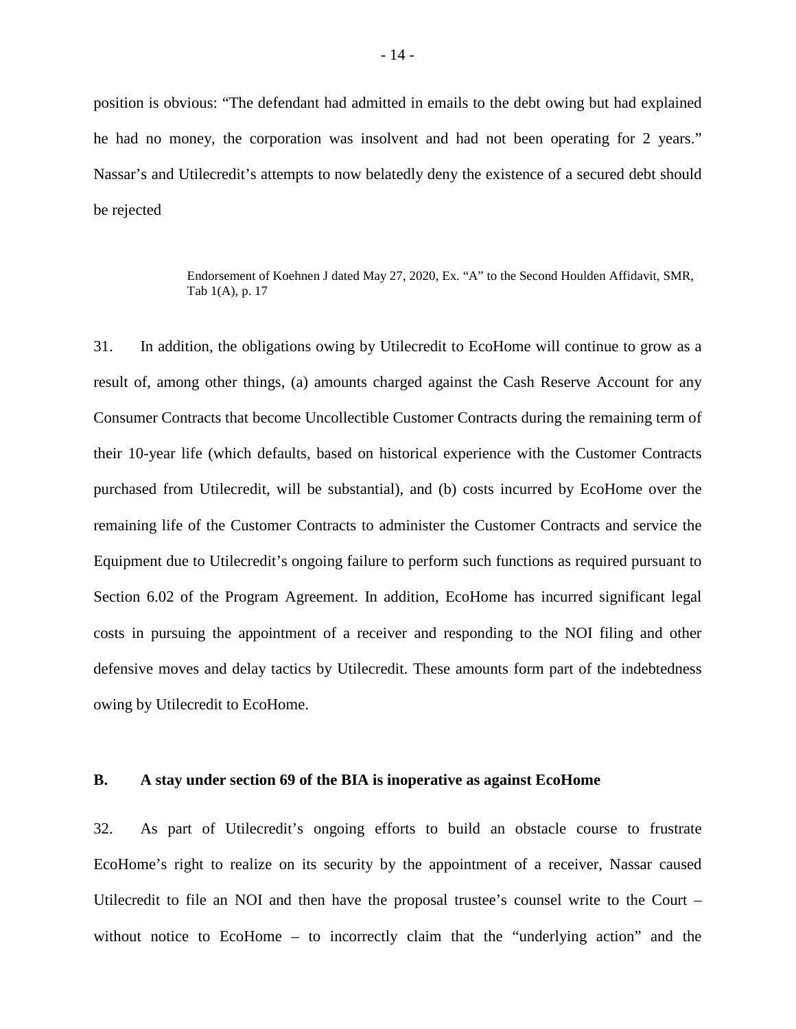position is obvious: "The defendant had admitted in emails to the debt owing but had explained he had no money, the corporation was insolvent and had not been operating for 2 years." Nassar's and Utilecredit's attempts to now belatedly deny the existence of a secured debt should be rejected

> Endorsement of Koehnen J dated May 27, 2020, Ex. "A" to the Second Houlden Affidavit, SMR, Tab 1(A), p. 17

31. In addition, the obligations owing by Utilecredit to EcoHome will continue to grow as a result of, among other things, (a) amounts charged against the Cash Reserve Account for any Consumer Contracts that become Uncollectible Customer Contracts during the remaining term of their 10-year life (which defaults, based on historical experience with the Customer Contracts purchased from Utilecredit, will be substantial), and (b) costs incurred by EcoHome over the remaining life of the Customer Contracts to administer the Customer Contracts and service the Equipment due to Utilecredit's ongoing failure to perform such functions as required pursuant to Section 6.02 of the Program Agreement. In addition, EcoHome has incurred significant legal costs in pursuing the appointment of a receiver and responding to the NOI filing and other defensive moves and delay tactics by Utilecredit. These amounts form part of the indebtedness owing by Utilecredit to EcoHome.

### B. A stay under section 69 of the BIA is inoperative as against EcoHome

32. As part of Utilecredit's ongoing efforts to build an obstacle course to frustrate EcoHome's right to realize on its security by the appointment of a receiver, Nassar caused Utilecredit to file an NOI and then have the proposal trustee's counsel write to the Court – without notice to EcoHome – to incorrectly claim that the "underlying action" and the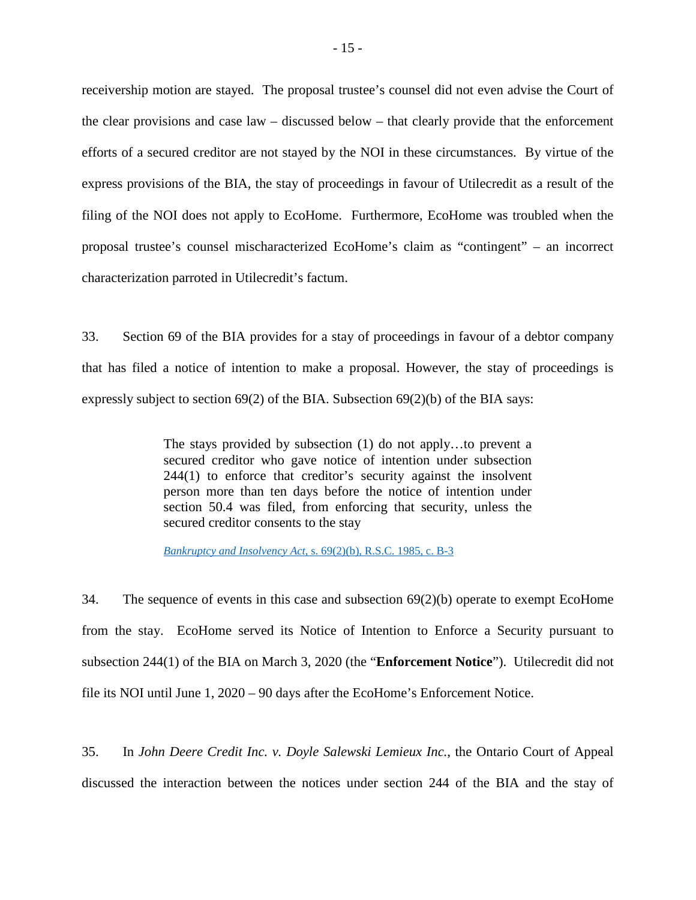receivership motion are stayed. The proposal trustee's counsel did not even advise the Court of the clear provisions and case law – discussed below – that clearly provide that the enforcement efforts of a secured creditor are not stayed by the NOI in these circumstances. By virtue of the express provisions of the BIA, the stay of proceedings in favour of Utilecredit as a result of the filing of the NOI does not apply to EcoHome. Furthermore, EcoHome was troubled when the proposal trustee's counsel mischaracterized EcoHome's claim as "contingent" – an incorrect characterization parroted in Utilecredit's factum.

33. Section 69 of the BIA provides for a stay of proceedings in favour of a debtor company that has filed a notice of intention to make a proposal. However, the stay of proceedings is expressly subject to section 69(2) of the BIA. Subsection 69(2)(b) of the BIA says:

> The stays provided by subsection (1) do not apply…to prevent a secured creditor who gave notice of intention under subsection 244(1) to enforce that creditor's security against the insolvent person more than ten days before the notice of intention under section 50.4 was filed, from enforcing that security, unless the secured creditor consents to the stay
>
> *Bankruptcy and Insolvency Act*, s. 69(2)(b), R.S.C. 1985, c. B-3

34. The sequence of events in this case and subsection 69(2)(b) operate to exempt EcoHome from the stay. EcoHome served its Notice of Intention to Enforce a Security pursuant to subsection 244(1) of the BIA on March 3, 2020 (the "**Enforcement Notice**"). Utilecredit did not file its NOI until June 1, 2020 – 90 days after the EcoHome's Enforcement Notice.

35. In *John Deere Credit Inc. v. Doyle Salewski Lemieux Inc.*, the Ontario Court of Appeal discussed the interaction between the notices under section 244 of the BIA and the stay of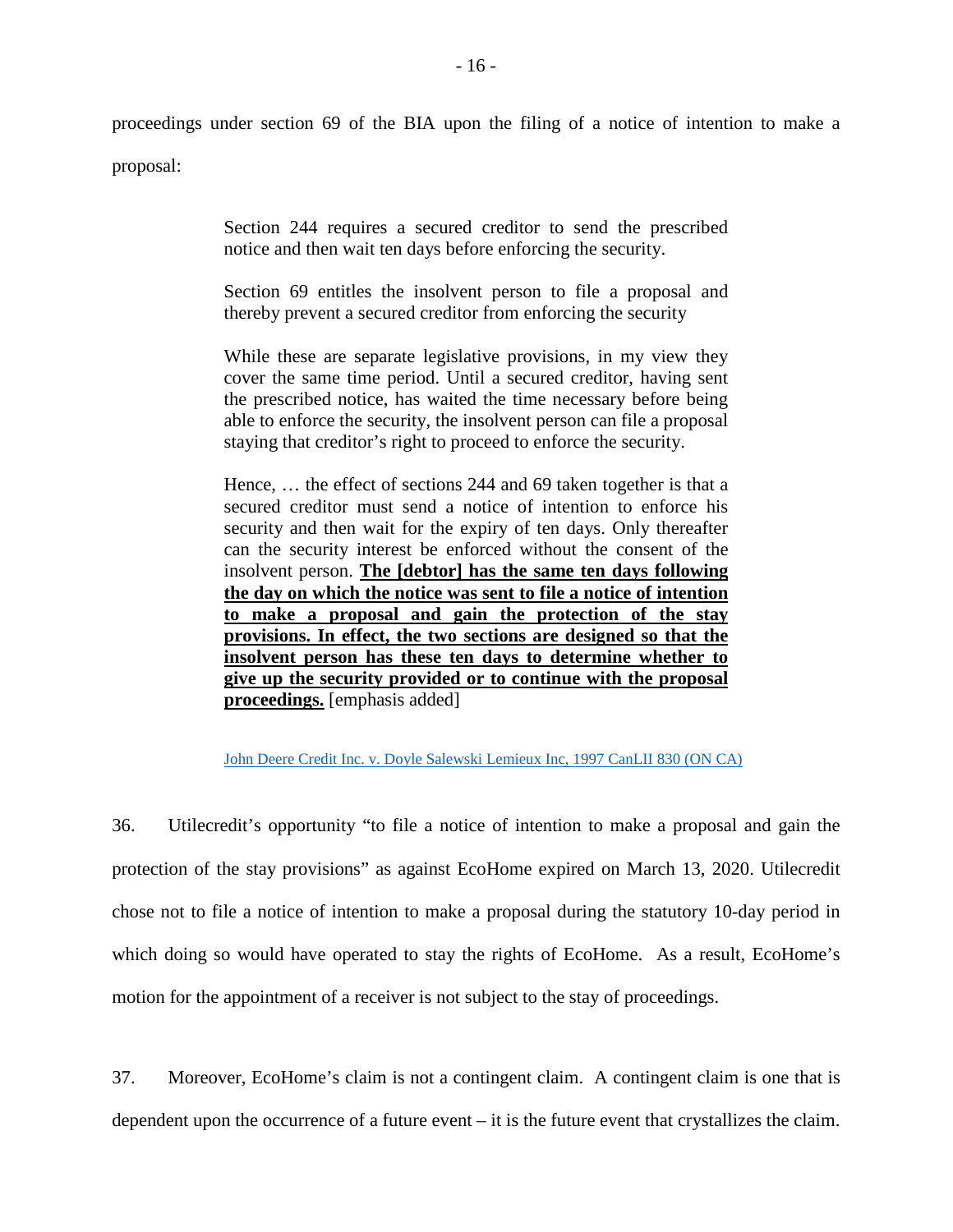proceedings under section 69 of the BIA upon the filing of a notice of intention to make a proposal:

> Section 244 requires a secured creditor to send the prescribed notice and then wait ten days before enforcing the security.
>
> Section 69 entitles the insolvent person to file a proposal and thereby prevent a secured creditor from enforcing the security
>
> While these are separate legislative provisions, in my view they cover the same time period. Until a secured creditor, having sent the prescribed notice, has waited the time necessary before being able to enforce the security, the insolvent person can file a proposal staying that creditor's right to proceed to enforce the security.
>
> Hence, … the effect of sections 244 and 69 taken together is that a secured creditor must send a notice of intention to enforce his security and then wait for the expiry of ten days. Only thereafter can the security interest be enforced without the consent of the insolvent person. **The [debtor] has the same ten days following the day on which the notice was sent to file a notice of intention to make a proposal and gain the protection of the stay provisions. In effect, the two sections are designed so that the insolvent person has these ten days to determine whether to give up the security provided or to continue with the proposal proceedings.** [emphasis added]
>
> John Deere Credit Inc. v. Doyle Salewski Lemieux Inc, 1997 CanLII 830 (ON CA)

36. Utilecredit's opportunity "to file a notice of intention to make a proposal and gain the protection of the stay provisions" as against EcoHome expired on March 13, 2020. Utilecredit chose not to file a notice of intention to make a proposal during the statutory 10-day period in which doing so would have operated to stay the rights of EcoHome. As a result, EcoHome's motion for the appointment of a receiver is not subject to the stay of proceedings.

37. Moreover, EcoHome's claim is not a contingent claim. A contingent claim is one that is dependent upon the occurrence of a future event – it is the future event that crystallizes the claim.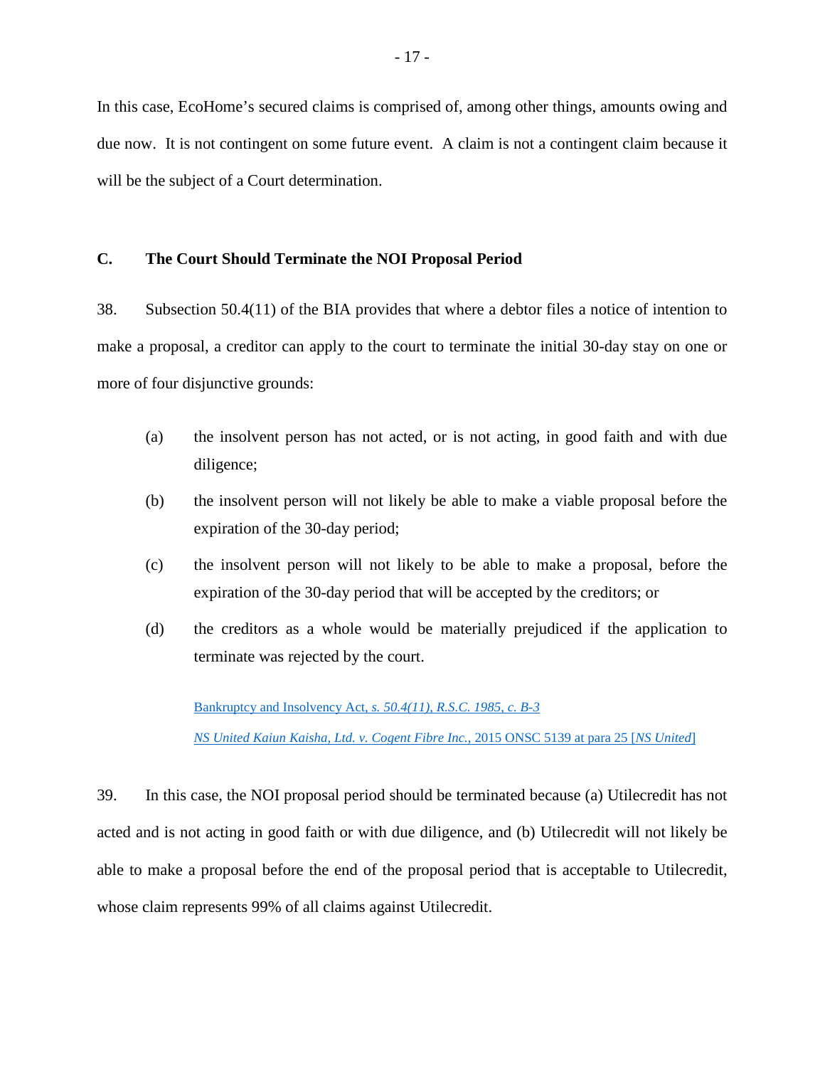In this case, EcoHome's secured claims is comprised of, among other things, amounts owing and due now. It is not contingent on some future event. A claim is not a contingent claim because it will be the subject of a Court determination.

### C. The Court Should Terminate the NOI Proposal Period

38. Subsection 50.4(11) of the BIA provides that where a debtor files a notice of intention to make a proposal, a creditor can apply to the court to terminate the initial 30-day stay on one or more of four disjunctive grounds:

(a) the insolvent person has not acted, or is not acting, in good faith and with due diligence;

(b) the insolvent person will not likely be able to make a viable proposal before the expiration of the 30-day period;

(c) the insolvent person will not likely to be able to make a proposal, before the expiration of the 30-day period that will be accepted by the creditors; or

(d) the creditors as a whole would be materially prejudiced if the application to terminate was rejected by the court.

> Bankruptcy and Insolvency Act, *s. 50.4(11), R.S.C. 1985, c. B-3*
>
> *NS United Kaiun Kaisha, Ltd. v. Cogent Fibre Inc.*, 2015 ONSC 5139 at para 25 [*NS United*]

39. In this case, the NOI proposal period should be terminated because (a) Utilecredit has not acted and is not acting in good faith or with due diligence, and (b) Utilecredit will not likely be able to make a proposal before the end of the proposal period that is acceptable to Utilecredit, whose claim represents 99% of all claims against Utilecredit.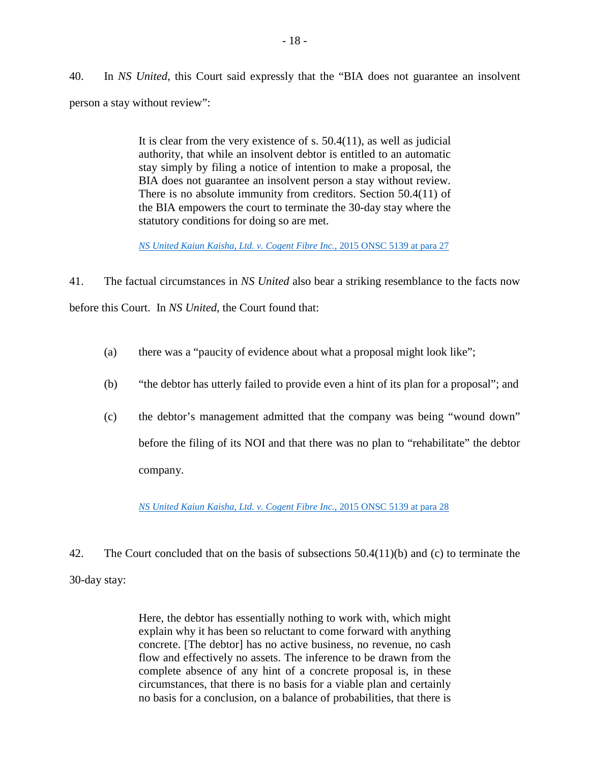40. In *NS United*, this Court said expressly that the "BIA does not guarantee an insolvent person a stay without review":

> It is clear from the very existence of s. 50.4(11), as well as judicial authority, that while an insolvent debtor is entitled to an automatic stay simply by filing a notice of intention to make a proposal, the BIA does not guarantee an insolvent person a stay without review. There is no absolute immunity from creditors. Section 50.4(11) of the BIA empowers the court to terminate the 30-day stay where the statutory conditions for doing so are met.
>
> *NS United Kaiun Kaisha, Ltd. v. Cogent Fibre Inc.*, 2015 ONSC 5139 at para 27

41. The factual circumstances in *NS United* also bear a striking resemblance to the facts now before this Court. In *NS United*, the Court found that:

(a) there was a "paucity of evidence about what a proposal might look like";

(b) "the debtor has utterly failed to provide even a hint of its plan for a proposal"; and

(c) the debtor's management admitted that the company was being "wound down" before the filing of its NOI and that there was no plan to "rehabilitate" the debtor company.

*NS United Kaiun Kaisha, Ltd. v. Cogent Fibre Inc.*, 2015 ONSC 5139 at para 28

42. The Court concluded that on the basis of subsections 50.4(11)(b) and (c) to terminate the 30-day stay:

> Here, the debtor has essentially nothing to work with, which might explain why it has been so reluctant to come forward with anything concrete. [The debtor] has no active business, no revenue, no cash flow and effectively no assets. The inference to be drawn from the complete absence of any hint of a concrete proposal is, in these circumstances, that there is no basis for a viable plan and certainly no basis for a conclusion, on a balance of probabilities, that there is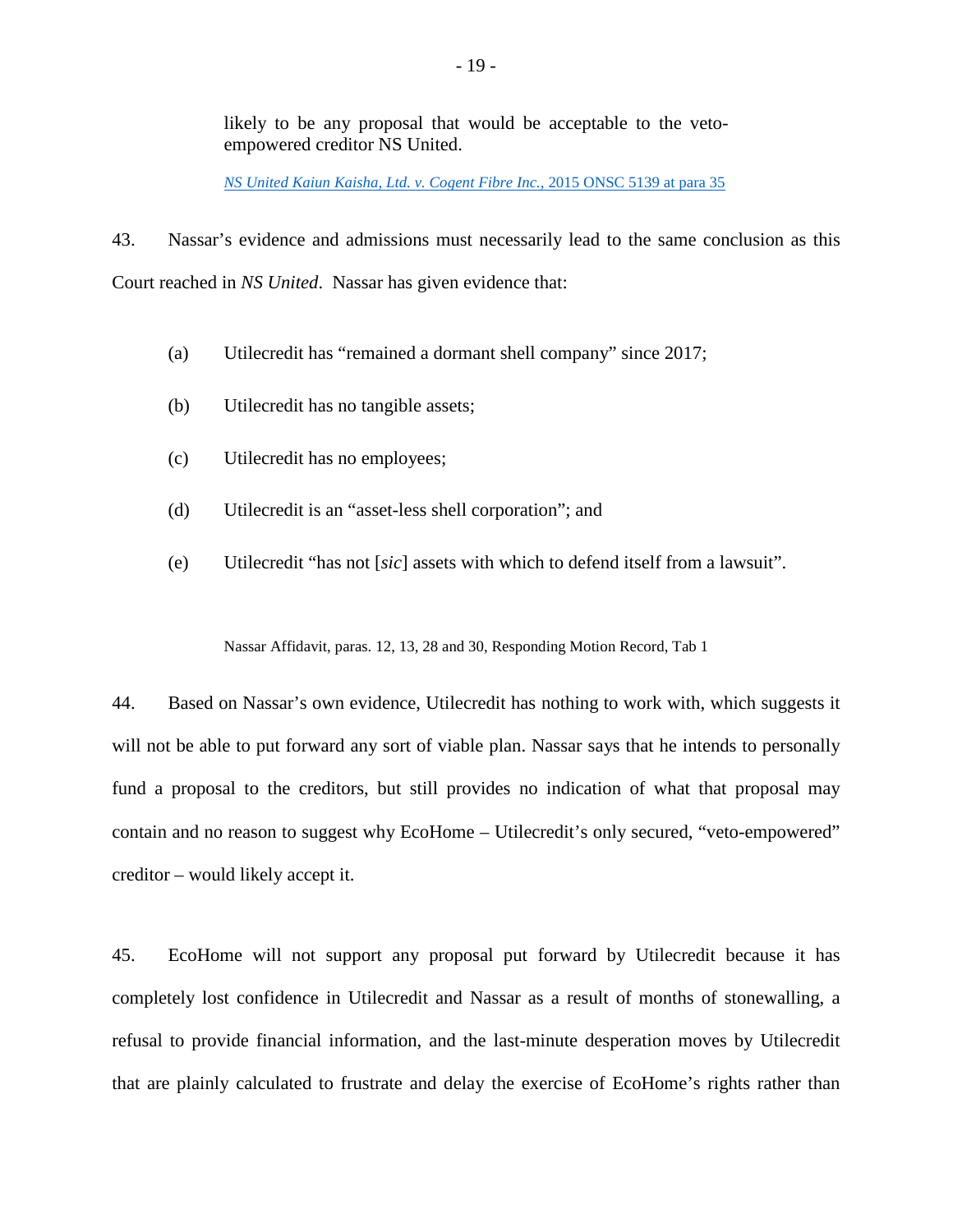> likely to be any proposal that would be acceptable to the veto-empowered creditor NS United.
>
> *NS United Kaiun Kaisha, Ltd. v. Cogent Fibre Inc.*, 2015 ONSC 5139 at para 35

43. Nassar's evidence and admissions must necessarily lead to the same conclusion as this Court reached in *NS United*. Nassar has given evidence that:

(a) Utilecredit has "remained a dormant shell company" since 2017;

(b) Utilecredit has no tangible assets;

(c) Utilecredit has no employees;

(d) Utilecredit is an "asset-less shell corporation"; and

(e) Utilecredit "has not [*sic*] assets with which to defend itself from a lawsuit".

> Nassar Affidavit, paras. 12, 13, 28 and 30, Responding Motion Record, Tab 1

44. Based on Nassar's own evidence, Utilecredit has nothing to work with, which suggests it will not be able to put forward any sort of viable plan. Nassar says that he intends to personally fund a proposal to the creditors, but still provides no indication of what that proposal may contain and no reason to suggest why EcoHome – Utilecredit's only secured, "veto-empowered" creditor – would likely accept it.

45. EcoHome will not support any proposal put forward by Utilecredit because it has completely lost confidence in Utilecredit and Nassar as a result of months of stonewalling, a refusal to provide financial information, and the last-minute desperation moves by Utilecredit that are plainly calculated to frustrate and delay the exercise of EcoHome's rights rather than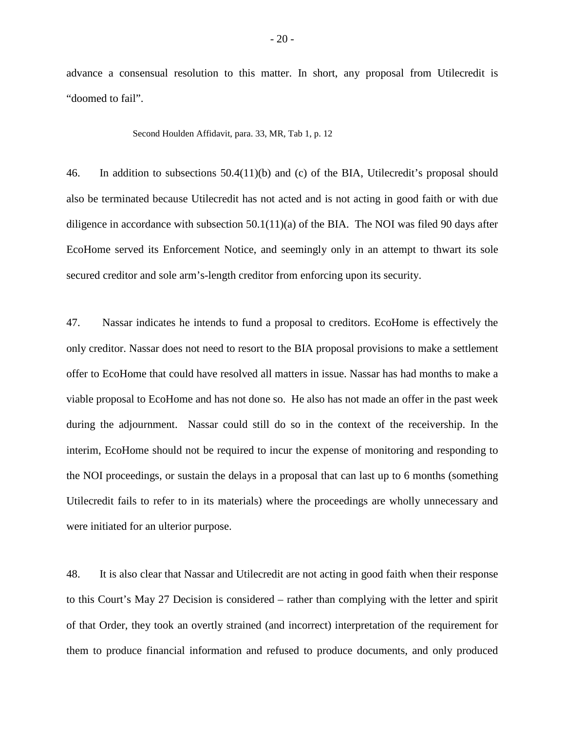advance a consensual resolution to this matter. In short, any proposal from Utilecredit is "doomed to fail".

Second Houlden Affidavit, para. 33, MR, Tab 1, p. 12

46. In addition to subsections 50.4(11)(b) and (c) of the BIA, Utilecredit's proposal should also be terminated because Utilecredit has not acted and is not acting in good faith or with due diligence in accordance with subsection 50.1(11)(a) of the BIA. The NOI was filed 90 days after EcoHome served its Enforcement Notice, and seemingly only in an attempt to thwart its sole secured creditor and sole arm's-length creditor from enforcing upon its security.

47. Nassar indicates he intends to fund a proposal to creditors. EcoHome is effectively the only creditor. Nassar does not need to resort to the BIA proposal provisions to make a settlement offer to EcoHome that could have resolved all matters in issue. Nassar has had months to make a viable proposal to EcoHome and has not done so. He also has not made an offer in the past week during the adjournment. Nassar could still do so in the context of the receivership. In the interim, EcoHome should not be required to incur the expense of monitoring and responding to the NOI proceedings, or sustain the delays in a proposal that can last up to 6 months (something Utilecredit fails to refer to in its materials) where the proceedings are wholly unnecessary and were initiated for an ulterior purpose.

48. It is also clear that Nassar and Utilecredit are not acting in good faith when their response to this Court's May 27 Decision is considered – rather than complying with the letter and spirit of that Order, they took an overtly strained (and incorrect) interpretation of the requirement for them to produce financial information and refused to produce documents, and only produced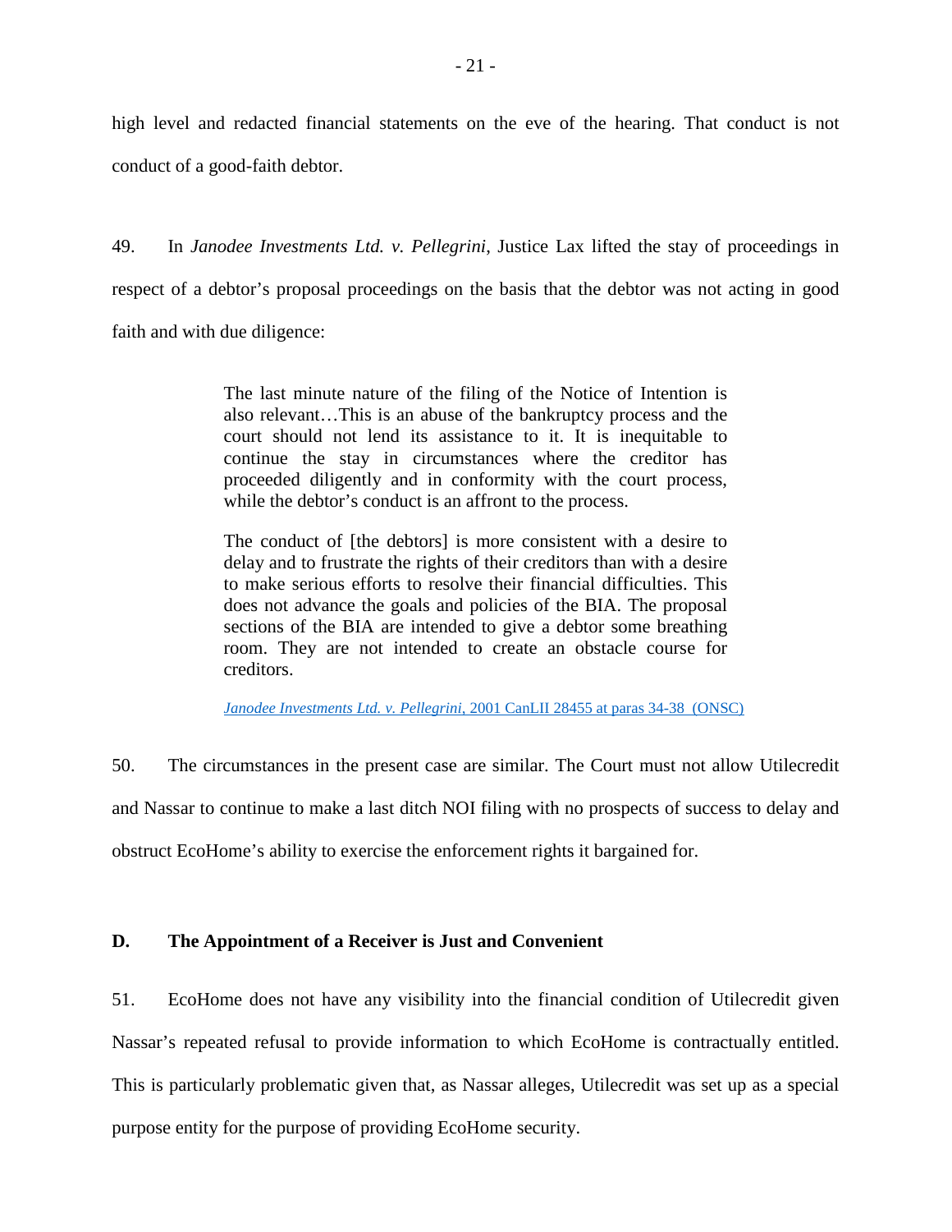high level and redacted financial statements on the eve of the hearing. That conduct is not conduct of a good-faith debtor.

49. In *Janodee Investments Ltd. v. Pellegrini*, Justice Lax lifted the stay of proceedings in respect of a debtor's proposal proceedings on the basis that the debtor was not acting in good faith and with due diligence:

> The last minute nature of the filing of the Notice of Intention is also relevant…This is an abuse of the bankruptcy process and the court should not lend its assistance to it. It is inequitable to continue the stay in circumstances where the creditor has proceeded diligently and in conformity with the court process, while the debtor's conduct is an affront to the process.
>
> The conduct of [the debtors] is more consistent with a desire to delay and to frustrate the rights of their creditors than with a desire to make serious efforts to resolve their financial difficulties. This does not advance the goals and policies of the BIA. The proposal sections of the BIA are intended to give a debtor some breathing room. They are not intended to create an obstacle course for creditors.
>
> *Janodee Investments Ltd. v. Pellegrini*, 2001 CanLII 28455 at paras 34-38 (ONSC)

50. The circumstances in the present case are similar. The Court must not allow Utilecredit and Nassar to continue to make a last ditch NOI filing with no prospects of success to delay and obstruct EcoHome's ability to exercise the enforcement rights it bargained for.

### D. The Appointment of a Receiver is Just and Convenient

51. EcoHome does not have any visibility into the financial condition of Utilecredit given Nassar's repeated refusal to provide information to which EcoHome is contractually entitled. This is particularly problematic given that, as Nassar alleges, Utilecredit was set up as a special purpose entity for the purpose of providing EcoHome security.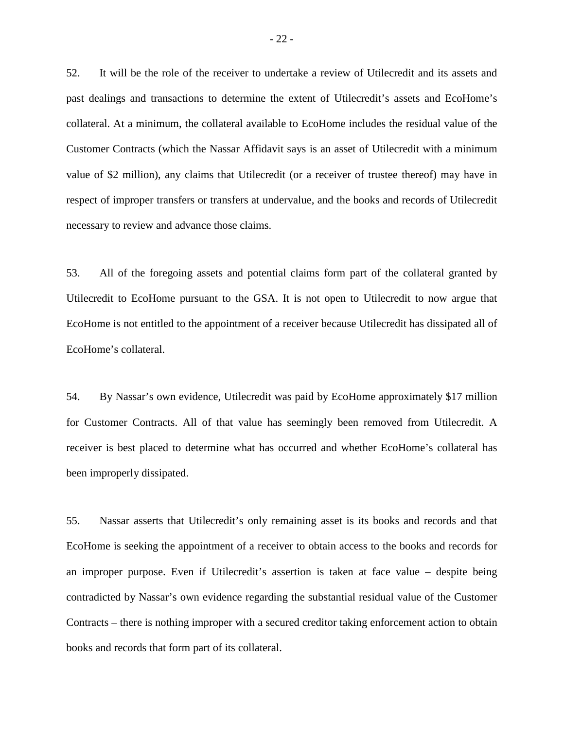52. It will be the role of the receiver to undertake a review of Utilecredit and its assets and past dealings and transactions to determine the extent of Utilecredit's assets and EcoHome's collateral. At a minimum, the collateral available to EcoHome includes the residual value of the Customer Contracts (which the Nassar Affidavit says is an asset of Utilecredit with a minimum value of $2 million), any claims that Utilecredit (or a receiver of trustee thereof) may have in respect of improper transfers or transfers at undervalue, and the books and records of Utilecredit necessary to review and advance those claims.

53. All of the foregoing assets and potential claims form part of the collateral granted by Utilecredit to EcoHome pursuant to the GSA. It is not open to Utilecredit to now argue that EcoHome is not entitled to the appointment of a receiver because Utilecredit has dissipated all of EcoHome's collateral.

54. By Nassar's own evidence, Utilecredit was paid by EcoHome approximately $17 million for Customer Contracts. All of that value has seemingly been removed from Utilecredit. A receiver is best placed to determine what has occurred and whether EcoHome's collateral has been improperly dissipated.

55. Nassar asserts that Utilecredit's only remaining asset is its books and records and that EcoHome is seeking the appointment of a receiver to obtain access to the books and records for an improper purpose. Even if Utilecredit's assertion is taken at face value – despite being contradicted by Nassar's own evidence regarding the substantial residual value of the Customer Contracts – there is nothing improper with a secured creditor taking enforcement action to obtain books and records that form part of its collateral.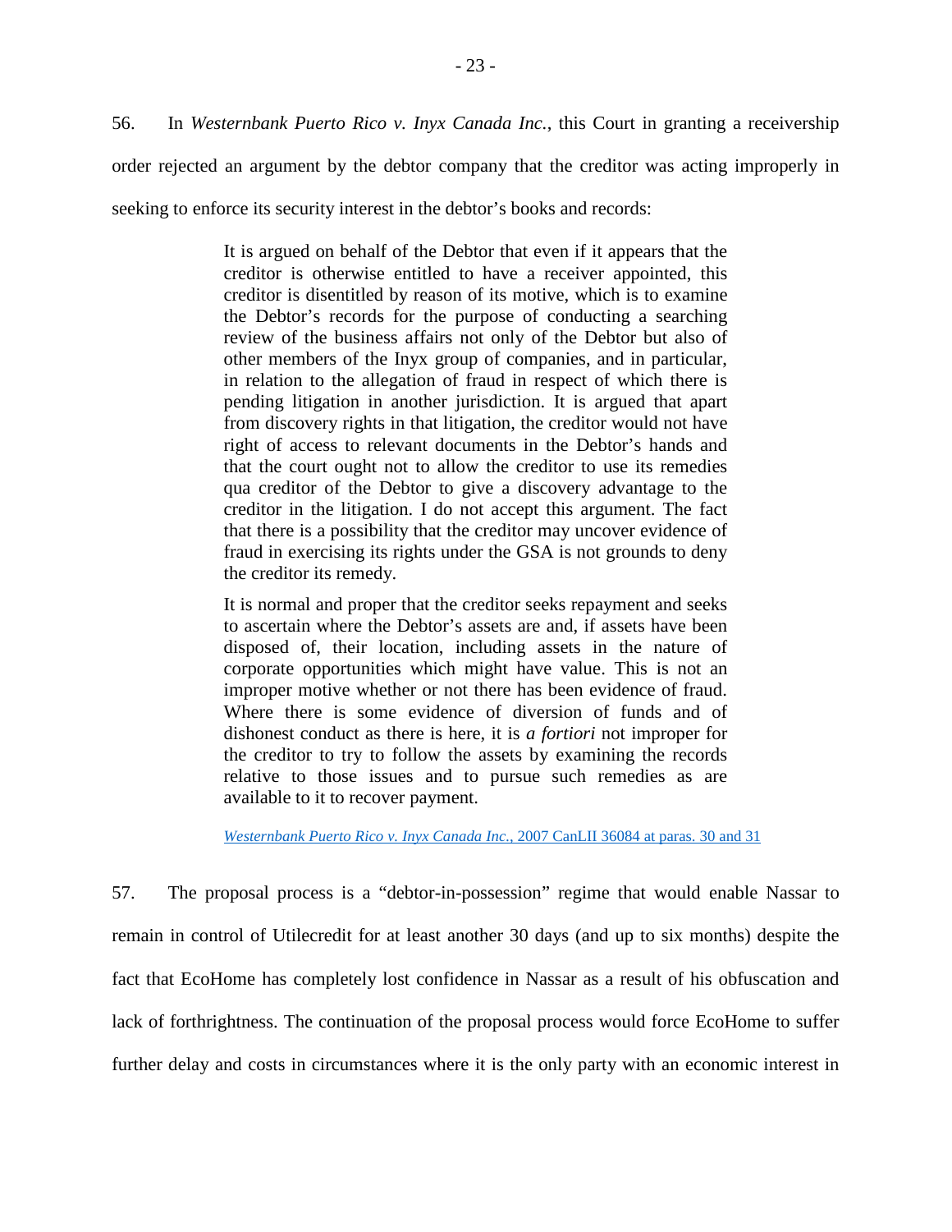56. In *Westernbank Puerto Rico v. Inyx Canada Inc.*, this Court in granting a receivership order rejected an argument by the debtor company that the creditor was acting improperly in seeking to enforce its security interest in the debtor's books and records:

> It is argued on behalf of the Debtor that even if it appears that the creditor is otherwise entitled to have a receiver appointed, this creditor is disentitled by reason of its motive, which is to examine the Debtor's records for the purpose of conducting a searching review of the business affairs not only of the Debtor but also of other members of the Inyx group of companies, and in particular, in relation to the allegation of fraud in respect of which there is pending litigation in another jurisdiction. It is argued that apart from discovery rights in that litigation, the creditor would not have right of access to relevant documents in the Debtor's hands and that the court ought not to allow the creditor to use its remedies qua creditor of the Debtor to give a discovery advantage to the creditor in the litigation. I do not accept this argument. The fact that there is a possibility that the creditor may uncover evidence of fraud in exercising its rights under the GSA is not grounds to deny the creditor its remedy.
>
> It is normal and proper that the creditor seeks repayment and seeks to ascertain where the Debtor's assets are and, if assets have been disposed of, their location, including assets in the nature of corporate opportunities which might have value. This is not an improper motive whether or not there has been evidence of fraud. Where there is some evidence of diversion of funds and of dishonest conduct as there is here, it is *a fortiori* not improper for the creditor to try to follow the assets by examining the records relative to those issues and to pursue such remedies as are available to it to recover payment.
>
> *Westernbank Puerto Rico v. Inyx Canada Inc.*, 2007 CanLII 36084 at paras. 30 and 31

57. The proposal process is a "debtor-in-possession" regime that would enable Nassar to remain in control of Utilecredit for at least another 30 days (and up to six months) despite the fact that EcoHome has completely lost confidence in Nassar as a result of his obfuscation and lack of forthrightness. The continuation of the proposal process would force EcoHome to suffer further delay and costs in circumstances where it is the only party with an economic interest in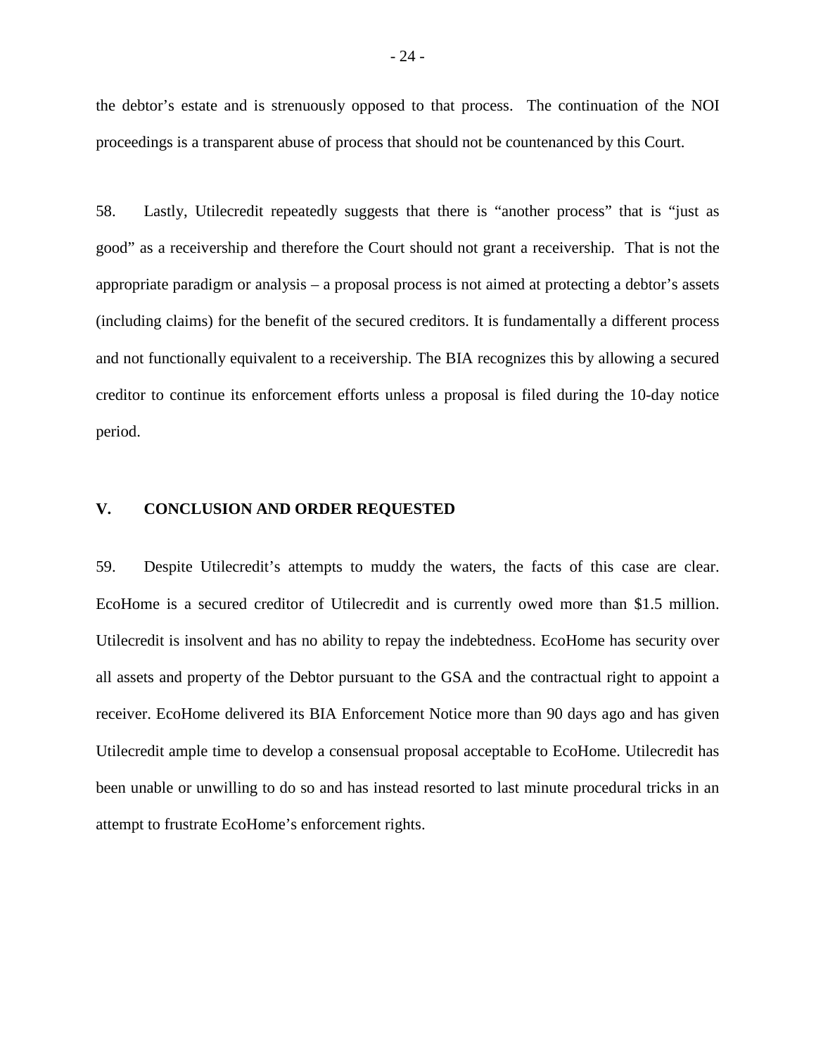the debtor's estate and is strenuously opposed to that process. The continuation of the NOI proceedings is a transparent abuse of process that should not be countenanced by this Court.

58. Lastly, Utilecredit repeatedly suggests that there is "another process" that is "just as good" as a receivership and therefore the Court should not grant a receivership. That is not the appropriate paradigm or analysis – a proposal process is not aimed at protecting a debtor's assets (including claims) for the benefit of the secured creditors. It is fundamentally a different process and not functionally equivalent to a receivership. The BIA recognizes this by allowing a secured creditor to continue its enforcement efforts unless a proposal is filed during the 10-day notice period.

## V. CONCLUSION AND ORDER REQUESTED

59. Despite Utilecredit's attempts to muddy the waters, the facts of this case are clear. EcoHome is a secured creditor of Utilecredit and is currently owed more than $1.5 million. Utilecredit is insolvent and has no ability to repay the indebtedness. EcoHome has security over all assets and property of the Debtor pursuant to the GSA and the contractual right to appoint a receiver. EcoHome delivered its BIA Enforcement Notice more than 90 days ago and has given Utilecredit ample time to develop a consensual proposal acceptable to EcoHome. Utilecredit has been unable or unwilling to do so and has instead resorted to last minute procedural tricks in an attempt to frustrate EcoHome's enforcement rights.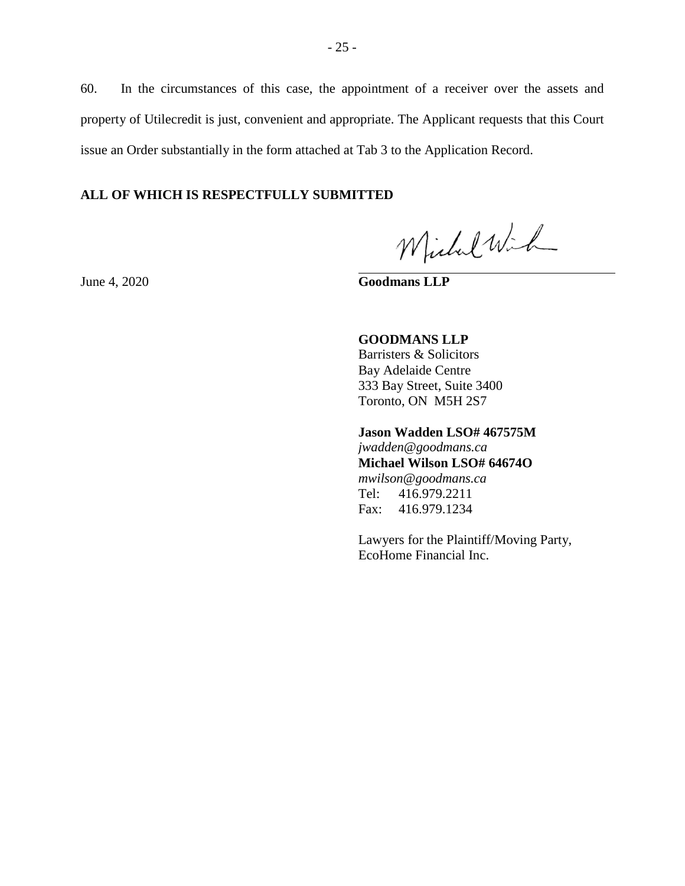60. In the circumstances of this case, the appointment of a receiver over the assets and property of Utilecredit is just, convenient and appropriate. The Applicant requests that this Court issue an Order substantially in the form attached at Tab 3 to the Application Record.

**ALL OF WHICH IS RESPECTFULLY SUBMITTED**

June 4, 2020

**Goodmans LLP**

**GOODMANS LLP**
Barristers & Solicitors
Bay Adelaide Centre
333 Bay Street, Suite 3400
Toronto, ON M5H 2S7

**Jason Wadden LSO# 467575M**
*jwadden@goodmans.ca*
**Michael Wilson LSO# 64674O**
*mwilson@goodmans.ca*
Tel: 416.979.2211
Fax: 416.979.1234

Lawyers for the Plaintiff/Moving Party, EcoHome Financial Inc.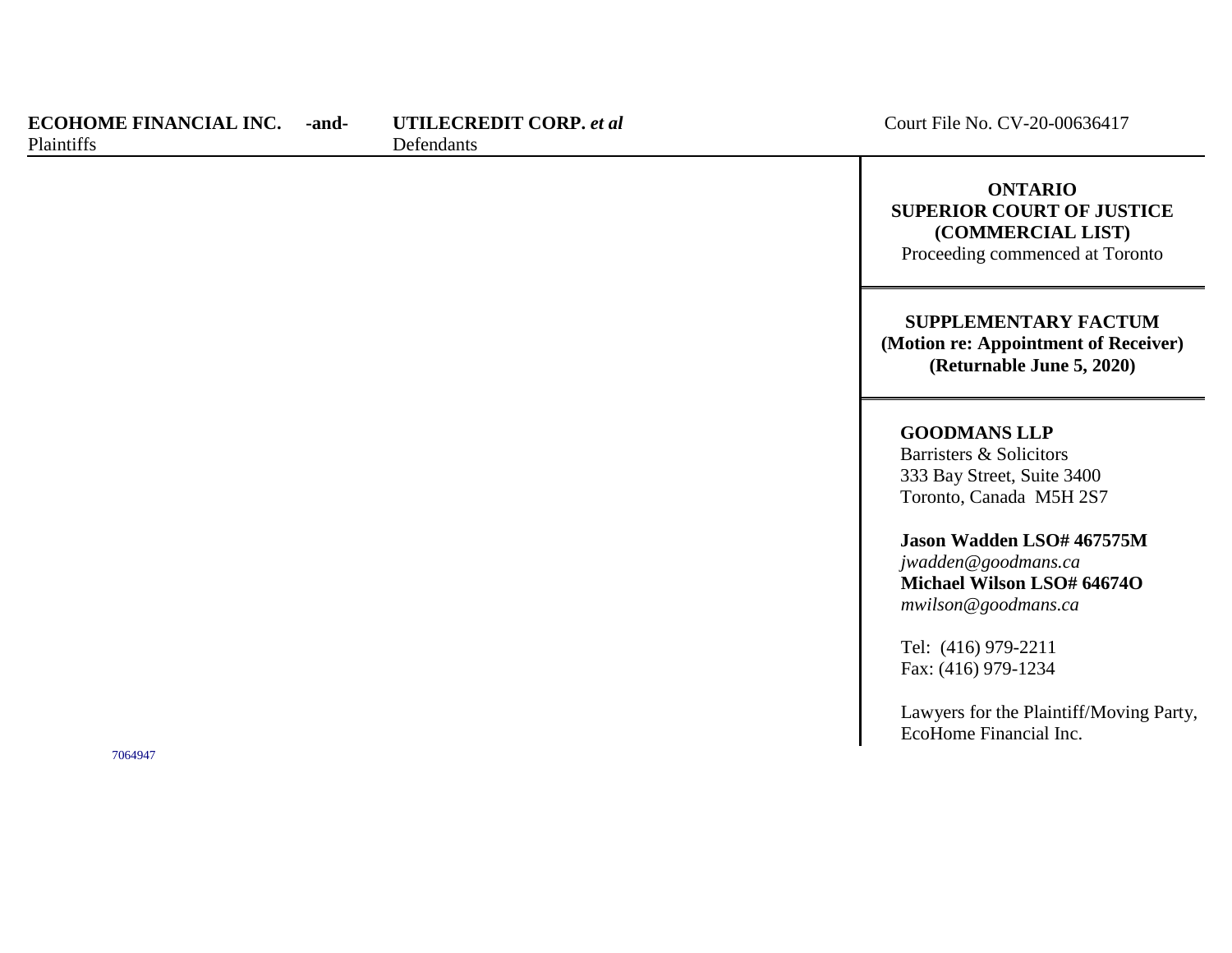**ECOHOME FINANCIAL INC.** **-and-** **UTILECREDIT CORP.** ***et al***
Plaintiffs Defendants

Court File No. CV-20-00636417

**ONTARIO**
**SUPERIOR COURT OF JUSTICE**
**(COMMERCIAL LIST)**
Proceeding commenced at Toronto

**SUPPLEMENTARY FACTUM**
**(Motion re: Appointment of Receiver)**
**(Returnable June 5, 2020)**

**GOODMANS LLP**
Barristers & Solicitors
333 Bay Street, Suite 3400
Toronto, Canada M5H 2S7

**Jason Wadden LSO# 467575M**
*jwadden@goodmans.ca*
**Michael Wilson LSO# 64674O**
*mwilson@goodmans.ca*

Tel: (416) 979-2211
Fax: (416) 979-1234

Lawyers for the Plaintiff/Moving Party, EcoHome Financial Inc.

7064947